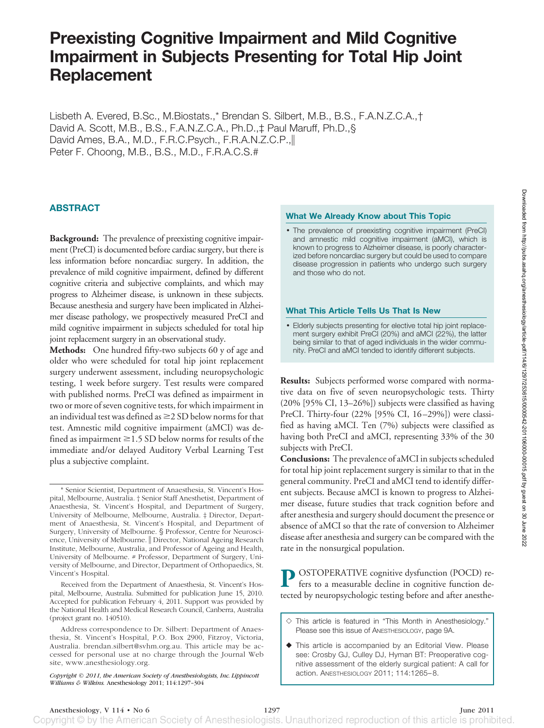# Preexisting Cognitive Impairment and Mild Cognitive Impairment in Subjects Presenting for Total Hip Joint Replacement

Lisbeth A. Evered, B.Sc., M.Biostats.,* Brendan S. Silbert, M.B., B.S., F.A.N.Z.C.A.,† David A. Scott, M.B., B.S., F.A.N.Z.C.A., Ph.D.,‡ Paul Maruff, Ph.D.,§ David Ames, B.A., M.D., F.R.C.Psych., F.R.A.N.Z.C.P.,‖ Peter F. Choong, M.B., B.S., M.D., F.R.A.C.S.#

## ABSTRACT

**Background:** The prevalence of preexisting cognitive impairment (PreCI) is documented before cardiac surgery, but there is less information before noncardiac surgery. In addition, the prevalence of mild cognitive impairment, defined by different cognitive criteria and subjective complaints, and which may progress to Alzheimer disease, is unknown in these subjects. Because anesthesia and surgery have been implicated in Alzheimer disease pathology, we prospectively measured PreCI and mild cognitive impairment in subjects scheduled for total hip joint replacement surgery in an observational study.

**Methods:** One hundred fifty-two subjects 60 y of age and older who were scheduled for total hip joint replacement surgery underwent assessment, including neuropsychologic testing, 1 week before surgery. Test results were compared with published norms. PreCI was defined as impairment in two or more of seven cognitive tests, for which impairment in an individual test was defined as ≥2 SD below norms for that test. Amnestic mild cognitive impairment (aMCI) was defined as impairment ≥1.5 SD below norms for results of the immediate and/or delayed Auditory Verbal Learning Test plus a subjective complaint.

**Results:** Subjects performed worse compared with normative data on five of seven neuropsychologic tests. Thirty (20% [95% CI, 13–26%]) subjects were classified as having PreCI. Thirty-four (22% [95% CI, 16–29%]) were classified as having aMCI. Ten (7%) subjects were classified as having both PreCI and aMCI, representing 33% of the 30 subjects with PreCI.

**Conclusions:** The prevalence of aMCI in subjects scheduled for total hip joint replacement surgery is similar to that in the general community. PreCI and aMCI tend to identify different subjects. Because aMCI is known to progress to Alzheimer disease, future studies that track cognition before and after anesthesia and surgery should document the presence or absence of aMCI so that the rate of conversion to Alzheimer disease after anesthesia and surgery can be compared with the rate in the nonsurgical population.

### What We Already Know about This Topic

- The prevalence of preexisting cognitive impairment (PreCI) and amnestic mild cognitive impairment (aMCI), which is known to progress to Alzheimer disease, is poorly characterized before noncardiac surgery but could be used to compare disease progression in patients who undergo such surgery and those who do not.

### What This Article Tells Us That Is New

- Elderly subjects presenting for elective total hip joint replacement surgery exhibit PreCI (20%) and aMCI (22%), the latter being similar to that of aged individuals in the wider community. PreCI and aMCI tended to identify different subjects.

POSTOPERATIVE cognitive dysfunction (POCD) refers to a measurable decline in cognitive function detected by neuropsychologic testing before and after anesthe-

◇ This article is featured in "This Month in Anesthesiology." Please see this issue of ANESTHESIOLOGY, page 9A.

◆ This article is accompanied by an Editorial View. Please see: Crosby GJ, Culley DJ, Hyman BT: Preoperative cognitive assessment of the elderly surgical patient: A call for action. ANESTHESIOLOGY 2011; 114:1265–8.

---

* Senior Scientist, Department of Anaesthesia, St. Vincent's Hospital, Melbourne, Australia. † Senior Staff Anesthetist, Department of Anaesthesia, St. Vincent's Hospital, and Department of Surgery, University of Melbourne, Melbourne, Australia. ‡ Director, Department of Anaesthesia, St. Vincent's Hospital, and Department of Surgery, University of Melbourne. § Professor, Centre for Neuroscience, University of Melbourne. ‖ Director, National Ageing Research Institute, Melbourne, Australia, and Professor of Ageing and Health, University of Melbourne. # Professor, Department of Surgery, University of Melbourne, and Director, Department of Orthopaedics, St. Vincent's Hospital.

Received from the Department of Anaesthesia, St. Vincent's Hospital, Melbourne, Australia. Submitted for publication June 15, 2010. Accepted for publication February 4, 2011. Support was provided by the National Health and Medical Research Council, Canberra, Australia (project grant no. 140510).

Address correspondence to Dr. Silbert: Department of Anaesthesia, St. Vincent's Hospital, P.O. Box 2900, Fitzroy, Victoria, Australia. brendan.silbert@svhm.org.au. This article may be accessed for personal use at no charge through the Journal Web site, www.anesthesiology.org.

*Copyright © 2011, the American Society of Anesthesiologists, Inc. Lippincott Williams & Wilkins.* Anesthesiology 2011; 114:1297–304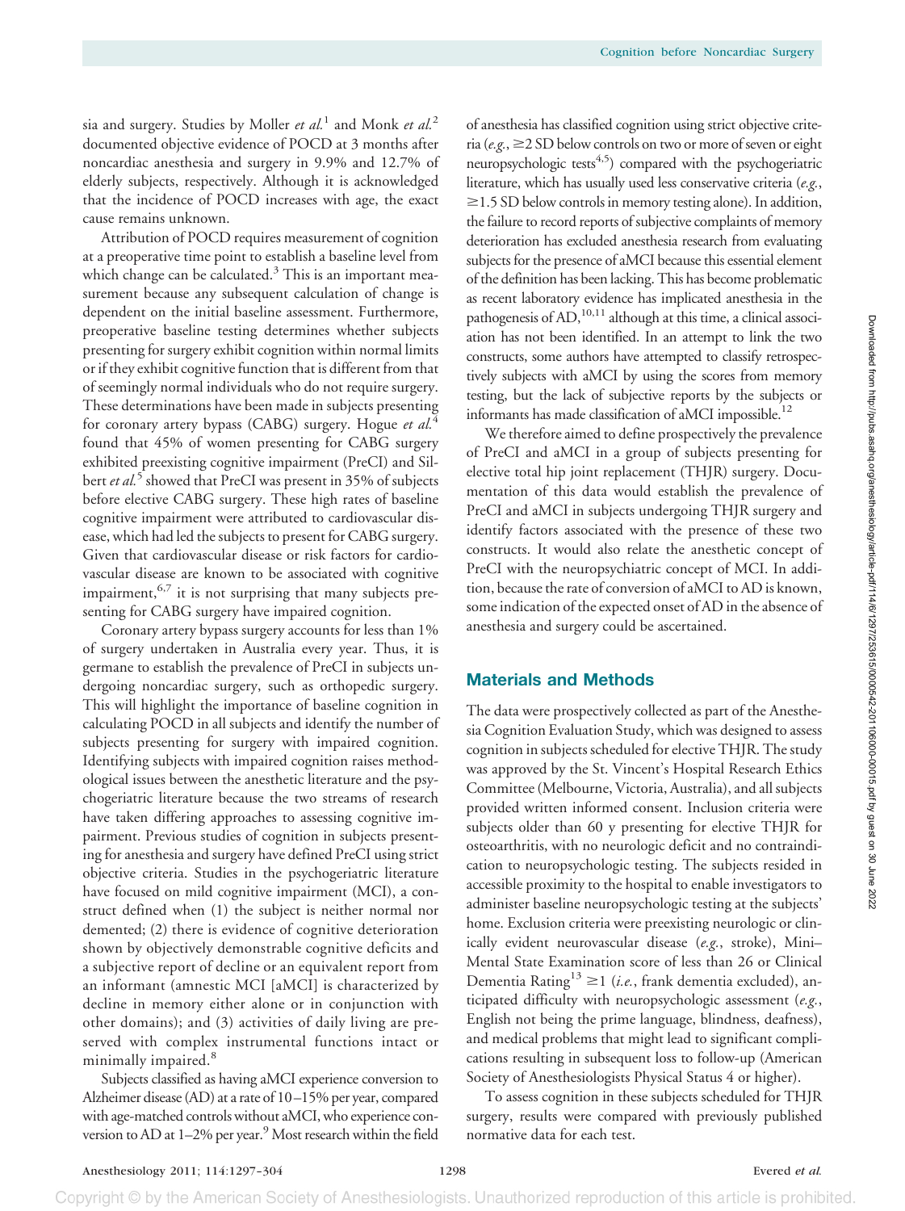sia and surgery. Studies by Moller *et al.*[1] and Monk *et al.*[2] documented objective evidence of POCD at 3 months after noncardiac anesthesia and surgery in 9.9% and 12.7% of elderly subjects, respectively. Although it is acknowledged that the incidence of POCD increases with age, the exact cause remains unknown.

Attribution of POCD requires measurement of cognition at a preoperative time point to establish a baseline level from which change can be calculated.[3] This is an important measurement because any subsequent calculation of change is dependent on the initial baseline assessment. Furthermore, preoperative baseline testing determines whether subjects presenting for surgery exhibit cognition within normal limits or if they exhibit cognitive function that is different from that of seemingly normal individuals who do not require surgery. These determinations have been made in subjects presenting for coronary artery bypass (CABG) surgery. Hogue *et al.*[4] found that 45% of women presenting for CABG surgery exhibited preexisting cognitive impairment (PreCI) and Silbert *et al.*[5] showed that PreCI was present in 35% of subjects before elective CABG surgery. These high rates of baseline cognitive impairment were attributed to cardiovascular disease, which had led the subjects to present for CABG surgery. Given that cardiovascular disease or risk factors for cardiovascular disease are known to be associated with cognitive impairment,[6,7] it is not surprising that many subjects presenting for CABG surgery have impaired cognition.

Coronary artery bypass surgery accounts for less than 1% of surgery undertaken in Australia every year. Thus, it is germane to establish the prevalence of PreCI in subjects undergoing noncardiac surgery, such as orthopedic surgery. This will highlight the importance of baseline cognition in calculating POCD in all subjects and identify the number of subjects presenting for surgery with impaired cognition. Identifying subjects with impaired cognition raises methodological issues between the anesthetic literature and the psychogeriatric literature because the two streams of research have taken differing approaches to assessing cognitive impairment. Previous studies of cognition in subjects presenting for anesthesia and surgery have defined PreCI using strict objective criteria. Studies in the psychogeriatric literature have focused on mild cognitive impairment (MCI), a construct defined when (1) the subject is neither normal nor demented; (2) there is evidence of cognitive deterioration shown by objectively demonstrable cognitive deficits and a subjective report of decline or an equivalent report from an informant (amnestic MCI [aMCI] is characterized by decline in memory either alone or in conjunction with other domains); and (3) activities of daily living are preserved with complex instrumental functions intact or minimally impaired.[8]

Subjects classified as having aMCI experience conversion to Alzheimer disease (AD) at a rate of 10–15% per year, compared with age-matched controls without aMCI, who experience conversion to AD at 1–2% per year.[9] Most research within the field of anesthesia has classified cognition using strict objective criteria (*e.g.*, ≥2 SD below controls on two or more of seven or eight neuropsychologic tests[4,5]) compared with the psychogeriatric literature, which has usually used less conservative criteria (*e.g.*, ≥1.5 SD below controls in memory testing alone). In addition, the failure to record reports of subjective complaints of memory deterioration has excluded anesthesia research from evaluating subjects for the presence of aMCI because this essential element of the definition has been lacking. This has become problematic as recent laboratory evidence has implicated anesthesia in the pathogenesis of AD,[10,11] although at this time, a clinical association has not been identified. In an attempt to link the two constructs, some authors have attempted to classify retrospectively subjects with aMCI by using the scores from memory testing, but the lack of subjective reports by the subjects or informants has made classification of aMCI impossible.[12]

We therefore aimed to define prospectively the prevalence of PreCI and aMCI in a group of subjects presenting for elective total hip joint replacement (THJR) surgery. Documentation of this data would establish the prevalence of PreCI and aMCI in subjects undergoing THJR surgery and identify factors associated with the presence of these two constructs. It would also relate the anesthetic concept of PreCI with the neuropsychiatric concept of MCI. In addition, because the rate of conversion of aMCI to AD is known, some indication of the expected onset of AD in the absence of anesthesia and surgery could be ascertained.

## Materials and Methods

The data were prospectively collected as part of the Anesthesia Cognition Evaluation Study, which was designed to assess cognition in subjects scheduled for elective THJR. The study was approved by the St. Vincent's Hospital Research Ethics Committee (Melbourne, Victoria, Australia), and all subjects provided written informed consent. Inclusion criteria were subjects older than 60 y presenting for elective THJR for osteoarthritis, with no neurologic deficit and no contraindication to neuropsychologic testing. The subjects resided in accessible proximity to the hospital to enable investigators to administer baseline neuropsychologic testing at the subjects' home. Exclusion criteria were preexisting neurologic or clinically evident neurovascular disease (*e.g.*, stroke), Mini–Mental State Examination score of less than 26 or Clinical Dementia Rating[13] ≥1 (*i.e.*, frank dementia excluded), anticipated difficulty with neuropsychologic assessment (*e.g.*, English not being the prime language, blindness, deafness), and medical problems that might lead to significant complications resulting in subsequent loss to follow-up (American Society of Anesthesiologists Physical Status 4 or higher).

To assess cognition in these subjects scheduled for THJR surgery, results were compared with previously published normative data for each test.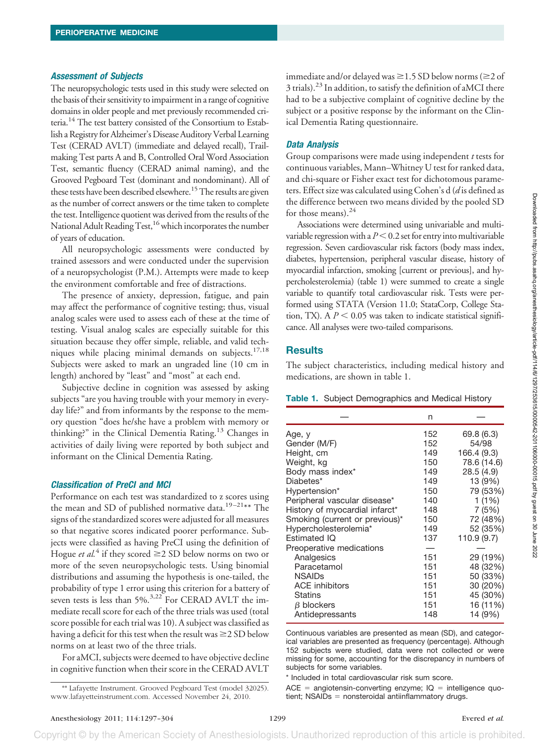### Assessment of Subjects

The neuropsychologic tests used in this study were selected on the basis of their sensitivity to impairment in a range of cognitive domains in older people and met previously recommended criteria.[14] The test battery consisted of the Consortium to Establish a Registry for Alzheimer's Disease Auditory Verbal Learning Test (CERAD AVLT) (immediate and delayed recall), Trail-making Test parts A and B, Controlled Oral Word Association Test, semantic fluency (CERAD animal naming), and the Grooved Pegboard Test (dominant and nondominant). All of these tests have been described elsewhere.[15] The results are given as the number of correct answers or the time taken to complete the test. Intelligence quotient was derived from the results of the National Adult Reading Test,[16] which incorporates the number of years of education.

All neuropsychologic assessments were conducted by trained assessors and were conducted under the supervision of a neuropsychologist (P.M.). Attempts were made to keep the environment comfortable and free of distractions.

The presence of anxiety, depression, fatigue, and pain may affect the performance of cognitive testing; thus, visual analog scales were used to assess each of these at the time of testing. Visual analog scales are especially suitable for this situation because they offer simple, reliable, and valid techniques while placing minimal demands on subjects.[17,18] Subjects were asked to mark an ungraded line (10 cm in length) anchored by "least" and "most" at each end.

Subjective decline in cognition was assessed by asking subjects "are you having trouble with your memory in everyday life?" and from informants by the response to the memory question "does he/she have a problem with memory or thinking?" in the Clinical Dementia Rating.[13] Changes in activities of daily living were reported by both subject and informant on the Clinical Dementia Rating.

### Classification of PreCI and MCI

Performance on each test was standardized to z scores using the mean and SD of published normative data.[19–21]** The signs of the standardized scores were adjusted for all measures so that negative scores indicated poorer performance. Subjects were classified as having PreCI using the definition of Hogue *et al.*[4] if they scored ≥2 SD below norms on two or more of the seven neuropsychologic tests. Using binomial distributions and assuming the hypothesis is one-tailed, the probability of type 1 error using this criterion for a battery of seven tests is less than 5%.[3,22] For CERAD AVLT the immediate recall score for each of the three trials was used (total score possible for each trial was 10). A subject was classified as having a deficit for this test when the result was ≥2 SD below norms on at least two of the three trials.

For aMCI, subjects were deemed to have objective decline in cognitive function when their score in the CERAD AVLT immediate and/or delayed was ≥1.5 SD below norms (≥2 of 3 trials).[23] In addition, to satisfy the definition of aMCI there had to be a subjective complaint of cognitive decline by the subject or a positive response by the informant on the Clinical Dementia Rating questionnaire.

** Lafayette Instrument. Grooved Pegboard Test (model 32025). www.lafayetteinstrument.com. Accessed November 24, 2010.

### Data Analysis

Group comparisons were made using independent *t* tests for continuous variables, Mann–Whitney U test for ranked data, and chi-square or Fisher exact test for dichotomous parameters. Effect size was calculated using Cohen's d (*d* is defined as the difference between two means divided by the pooled SD for those means).[24]

Associations were determined using univariable and multivariable regression with a $P < 0.2$ set for entry into multivariable regression. Seven cardiovascular risk factors (body mass index, diabetes, hypertension, peripheral vascular disease, history of myocardial infarction, smoking [current or previous], and hypercholesterolemia) (table 1) were summed to create a single variable to quantify total cardiovascular risk. Tests were performed using STATA (Version 11.0; StataCorp, College Station, TX). A $P < 0.05$ was taken to indicate statistical significance. All analyses were two-tailed comparisons.

## Results

The subject characteristics, including medical history and medications, are shown in table 1.

**Table 1.** Subject Demographics and Medical History

| — | n | — |
|---|---|---|
| Age, y | 152 | 69.8 (6.3) |
| Gender (M/F) | 152 | 54/98 |
| Height, cm | 149 | 166.4 (9.3) |
| Weight, kg | 150 | 78.6 (14.6) |
| Body mass index* | 149 | 28.5 (4.9) |
| Diabetes* | 149 | 13 (9%) |
| Hypertension* | 150 | 79 (53%) |
| Peripheral vascular disease* | 140 | 1 (1%) |
| History of myocardial infarct* | 148 | 7 (5%) |
| Smoking (current or previous)* | 150 | 72 (48%) |
| Hypercholesterolemia* | 149 | 52 (35%) |
| Estimated IQ | 137 | 110.9 (9.7) |
| Preoperative medications | — | — |
| Analgesics | 151 | 29 (19%) |
| Paracetamol | 151 | 48 (32%) |
| NSAIDs | 151 | 50 (33%) |
| ACE inhibitors | 151 | 30 (20%) |
| Statins | 151 | 45 (30%) |
| β blockers | 151 | 16 (11%) |
| Antidepressants | 148 | 14 (9%) |

Continuous variables are presented as mean (SD), and categorical variables are presented as frequency (percentage). Although 152 subjects were studied, data were not collected or were missing for some, accounting for the discrepancy in numbers of subjects for some variables.

* Included in total cardiovascular risk sum score.

ACE = angiotensin-converting enzyme; IQ = intelligence quotient; NSAIDs = nonsteroidal antiinflammatory drugs.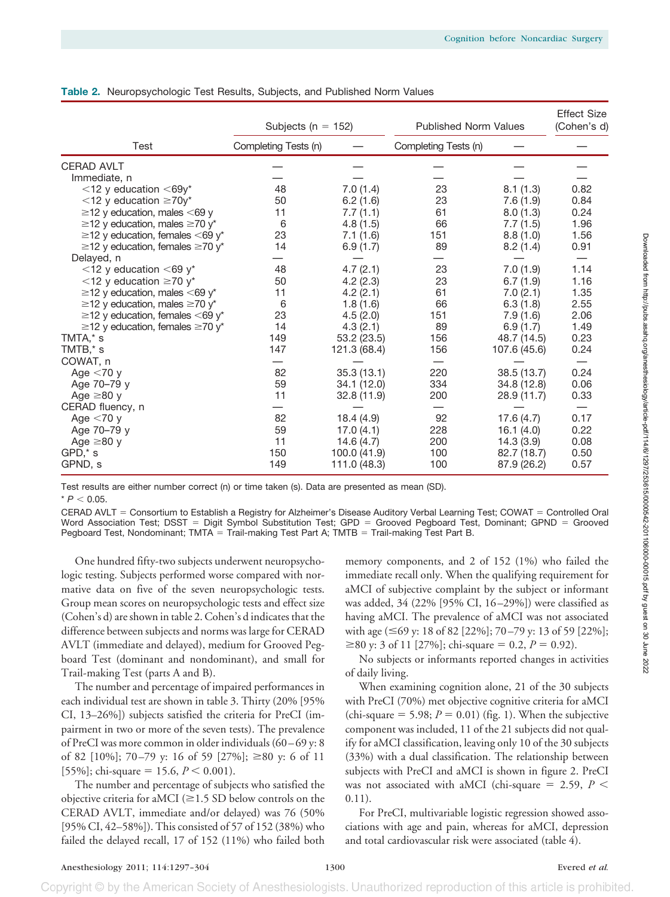**Table 2.** Neuropsychologic Test Results, Subjects, and Published Norm Values

| Test | Subjects (n = 152) | | Published Norm Values | | Effect Size (Cohen's d) |
|---|---|---|---|---|---|
| | Completing Tests (n) | — | Completing Tests (n) | — | — |
| CERAD AVLT | — | — | — | — | — |
| Immediate, n | — | — | — | — | — |
| <12 y education <69y* | 48 | 7.0 (1.4) | 23 | 8.1 (1.3) | 0.82 |
| <12 y education ≥70y* | 50 | 6.2 (1.6) | 23 | 7.6 (1.9) | 0.84 |
| ≥12 y education, males <69 y | 11 | 7.7 (1.1) | 61 | 8.0 (1.3) | 0.24 |
| ≥12 y education, males ≥70 y* | 6 | 4.8 (1.5) | 66 | 7.7 (1.5) | 1.96 |
| ≥12 y education, females <69 y* | 23 | 7.1 (1.6) | 151 | 8.8 (1.0) | 1.56 |
| ≥12 y education, females ≥70 y* | 14 | 6.9 (1.7) | 89 | 8.2 (1.4) | 0.91 |
| Delayed, n | — | — | — | — | — |
| <12 y education <69 y* | 48 | 4.7 (2.1) | 23 | 7.0 (1.9) | 1.14 |
| <12 y education ≥70 y* | 50 | 4.2 (2.3) | 23 | 6.7 (1.9) | 1.16 |
| ≥12 y education, males <69 y* | 11 | 4.2 (2.1) | 61 | 7.0 (2.1) | 1.35 |
| ≥12 y education, males ≥70 y* | 6 | 1.8 (1.6) | 66 | 6.3 (1.8) | 2.55 |
| ≥12 y education, females <69 y* | 23 | 4.5 (2.0) | 151 | 7.9 (1.6) | 2.06 |
| ≥12 y education, females ≥70 y* | 14 | 4.3 (2.1) | 89 | 6.9 (1.7) | 1.49 |
| TMTA,* s | 149 | 53.2 (23.5) | 156 | 48.7 (14.5) | 0.23 |
| TMTB,* s | 147 | 121.3 (68.4) | 156 | 107.6 (45.6) | 0.24 |
| COWAT, n | — | — | — | — | — |
| Age <70 y | 82 | 35.3 (13.1) | 220 | 38.5 (13.7) | 0.24 |
| Age 70–79 y | 59 | 34.1 (12.0) | 334 | 34.8 (12.8) | 0.06 |
| Age ≥80 y | 11 | 32.8 (11.9) | 200 | 28.9 (11.7) | 0.33 |
| CERAD fluency, n | — | — | — | — | — |
| Age <70 y | 82 | 18.4 (4.9) | 92 | 17.6 (4.7) | 0.17 |
| Age 70–79 y | 59 | 17.0 (4.1) | 228 | 16.1 (4.0) | 0.22 |
| Age ≥80 y | 11 | 14.6 (4.7) | 200 | 14.3 (3.9) | 0.08 |
| GPD,* s | 150 | 100.0 (41.9) | 100 | 82.7 (18.7) | 0.50 |
| GPND, s | 149 | 111.0 (48.3) | 100 | 87.9 (26.2) | 0.57 |

Test results are either number correct (n) or time taken (s). Data are presented as mean (SD).

* $P < 0.05$.

CERAD AVLT = Consortium to Establish a Registry for Alzheimer's Disease Auditory Verbal Learning Test; COWAT = Controlled Oral Word Association Test; DSST = Digit Symbol Substitution Test; GPD = Grooved Pegboard Test, Dominant; GPND = Grooved Pegboard Test, Nondominant; TMTA = Trail-making Test Part A; TMTB = Trail-making Test Part B.

One hundred fifty-two subjects underwent neuropsychologic testing. Subjects performed worse compared with normative data on five of the seven neuropsychologic tests. Group mean scores on neuropsychologic tests and effect size (Cohen's d) are shown in table 2. Cohen's d indicates that the difference between subjects and norms was large for CERAD AVLT (immediate and delayed), medium for Grooved Pegboard Test (dominant and nondominant), and small for Trail-making Test (parts A and B).

The number and percentage of impaired performances in each individual test are shown in table 3. Thirty (20% [95% CI, 13–26%]) subjects satisfied the criteria for PreCI (impairment in two or more of the seven tests). The prevalence of PreCI was more common in older individuals (60–69 y: 8 of 82 [10%]; 70–79 y: 16 of 59 [27%]; ≥80 y: 6 of 11 [55%]; chi-square = 15.6, $P < 0.001$).

The number and percentage of subjects who satisfied the objective criteria for aMCI (≥1.5 SD below controls on the CERAD AVLT, immediate and/or delayed) was 76 (50% [95% CI, 42–58%]). This consisted of 57 of 152 (38%) who failed the delayed recall, 17 of 152 (11%) who failed both memory components, and 2 of 152 (1%) who failed the immediate recall only. When the qualifying requirement for aMCI of subjective complaint by the subject or informant was added, 34 (22% [95% CI, 16–29%]) were classified as having aMCI. The prevalence of aMCI was not associated with age (≤69 y: 18 of 82 [22%]; 70–79 y: 13 of 59 [22%]; ≥80 y: 3 of 11 [27%]; chi-square = 0.2, $P = 0.92$).

No subjects or informants reported changes in activities of daily living.

When examining cognition alone, 21 of the 30 subjects with PreCI (70%) met objective cognitive criteria for aMCI (chi-square = 5.98; $P = 0.01$) (fig. 1). When the subjective component was included, 11 of the 21 subjects did not qualify for aMCI classification, leaving only 10 of the 30 subjects (33%) with a dual classification. The relationship between subjects with PreCI and aMCI is shown in figure 2. PreCI was not associated with aMCI (chi-square = 2.59, $P < 0.11$).

For PreCI, multivariable logistic regression showed associations with age and pain, whereas for aMCI, depression and total cardiovascular risk were associated (table 4).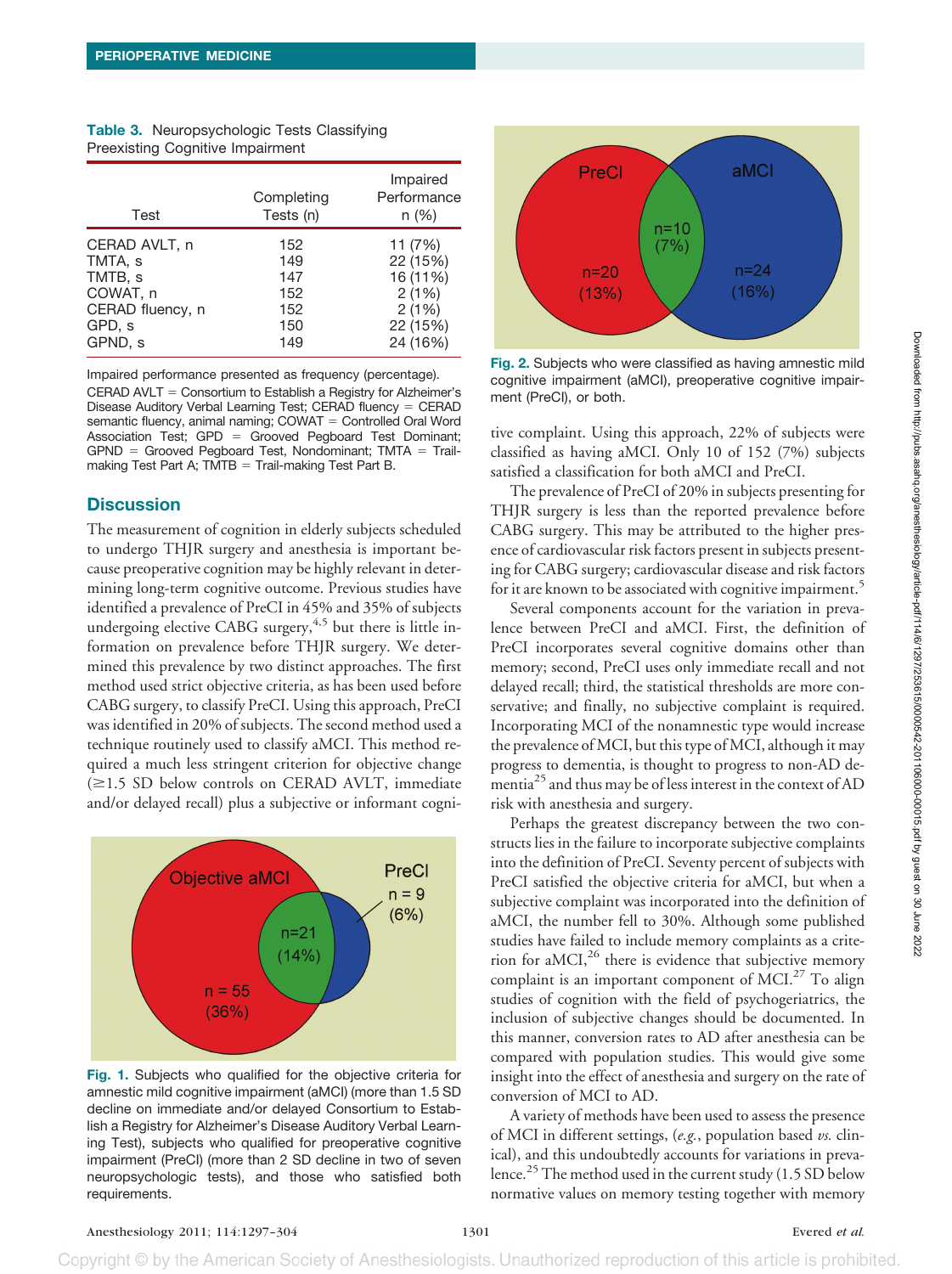**Table 3.** Neuropsychologic Tests Classifying Preexisting Cognitive Impairment

| Test | Completing Tests (n) | Impaired Performance n (%) |
|---|---|---|
| CERAD AVLT, n | 152 | 11 (7%) |
| TMTA, s | 149 | 22 (15%) |
| TMTB, s | 147 | 16 (11%) |
| COWAT, n | 152 | 2 (1%) |
| CERAD fluency, n | 152 | 2 (1%) |
| GPD, s | 150 | 22 (15%) |
| GPND, s | 149 | 24 (16%) |

Impaired performance presented as frequency (percentage). CERAD AVLT = Consortium to Establish a Registry for Alzheimer's Disease Auditory Verbal Learning Test; CERAD fluency = CERAD semantic fluency, animal naming; COWAT = Controlled Oral Word Association Test; GPD = Grooved Pegboard Test Dominant; GPND = Grooved Pegboard Test, Nondominant; TMTA = Trail-making Test Part A; TMTB = Trail-making Test Part B.

## Discussion

The measurement of cognition in elderly subjects scheduled to undergo THJR surgery and anesthesia is important because preoperative cognition may be highly relevant in determining long-term cognitive outcome. Previous studies have identified a prevalence of PreCI in 45% and 35% of subjects undergoing elective CABG surgery,[4,5] but there is little information on prevalence before THJR surgery. We determined this prevalence by two distinct approaches. The first method used strict objective criteria, as has been used before CABG surgery, to classify PreCI. Using this approach, PreCI was identified in 20% of subjects. The second method used a technique routinely used to classify aMCI. This method required a much less stringent criterion for objective change (≥1.5 SD below controls on CERAD AVLT, immediate and/or delayed recall) plus a subjective or informant cognitive complaint. Using this approach, 22% of subjects were classified as having aMCI. Only 10 of 152 (7%) subjects satisfied a classification for both aMCI and PreCI.

Objective aMCI: n = 55 (36%); both: n=21 (14%); PreCI: n = 9 (6%)

**Fig. 1.** Subjects who qualified for the objective criteria for amnestic mild cognitive impairment (aMCI) (more than 1.5 SD decline on immediate and/or delayed Consortium to Establish a Registry for Alzheimer's Disease Auditory Verbal Learning Test), subjects who qualified for preoperative cognitive impairment (PreCI) (more than 2 SD decline in two of seven neuropsychologic tests), and those who satisfied both requirements.

PreCI: n=20 (13%); both: n=10 (7%); aMCI: n=24 (16%)

**Fig. 2.** Subjects who were classified as having amnestic mild cognitive impairment (aMCI), preoperative cognitive impairment (PreCI), or both.

The prevalence of PreCI of 20% in subjects presenting for THJR surgery is less than the reported prevalence before CABG surgery. This may be attributed to the higher presence of cardiovascular risk factors present in subjects presenting for CABG surgery; cardiovascular disease and risk factors for it are known to be associated with cognitive impairment.[5]

Several components account for the variation in prevalence between PreCI and aMCI. First, the definition of PreCI incorporates several cognitive domains other than memory; second, PreCI uses only immediate recall and not delayed recall; third, the statistical thresholds are more conservative; and finally, no subjective complaint is required. Incorporating MCI of the nonamnestic type would increase the prevalence of MCI, but this type of MCI, although it may progress to dementia, is thought to progress to non-AD dementia[25] and thus may be of less interest in the context of AD risk with anesthesia and surgery.

Perhaps the greatest discrepancy between the two constructs lies in the failure to incorporate subjective complaints into the definition of PreCI. Seventy percent of subjects with PreCI satisfied the objective criteria for aMCI, but when a subjective complaint was incorporated into the definition of aMCI, the number fell to 30%. Although some published studies have failed to include memory complaints as a criterion for aMCI,[26] there is evidence that subjective memory complaint is an important component of MCI.[27] To align studies of cognition with the field of psychogeriatrics, the inclusion of subjective changes should be documented. In this manner, conversion rates to AD after anesthesia can be compared with population studies. This would give some insight into the effect of anesthesia and surgery on the rate of conversion of MCI to AD.

A variety of methods have been used to assess the presence of MCI in different settings, (*e.g.*, population based *vs.* clinical), and this undoubtedly accounts for variations in prevalence.[25] The method used in the current study (1.5 SD below normative values on memory testing together with memory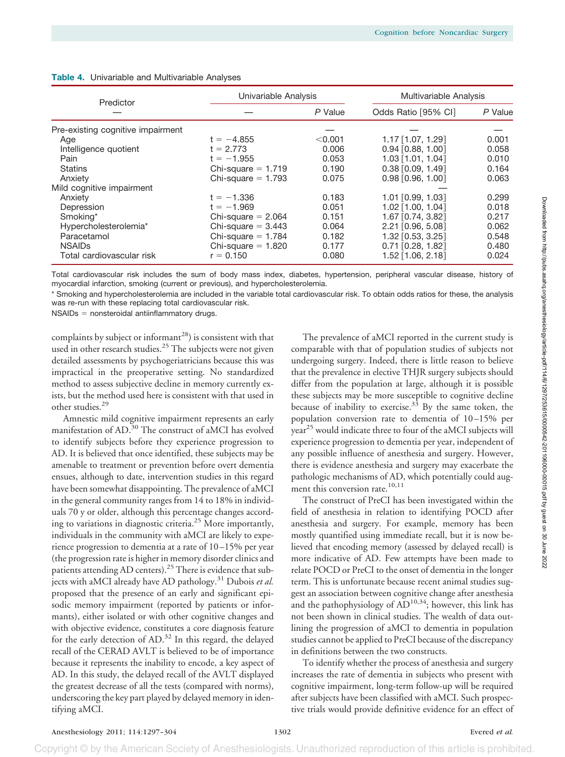**Table 4.** Univariable and Multivariable Analyses

| Predictor | Univariable Analysis | | Multivariable Analysis | |
|---|---|---|---|---|
| — | — | *P* Value | Odds Ratio [95% CI] | *P* Value |
| Pre-existing cognitive impairment | | — | — | — |
| Age | t = −4.855 | <0.001 | 1.17 [1.07, 1.29] | 0.001 |
| Intelligence quotient | t = 2.773 | 0.006 | 0.94 [0.88, 1.00] | 0.058 |
| Pain | t = −1.955 | 0.053 | 1.03 [1.01, 1.04] | 0.010 |
| Statins | Chi-square = 1.719 | 0.190 | 0.38 [0.09, 1.49] | 0.164 |
| Anxiety | Chi-square = 1.793 | 0.075 | 0.98 [0.96, 1.00] | 0.063 |
| Mild cognitive impairment | | | — | |
| Anxiety | t = −1.336 | 0.183 | 1.01 [0.99, 1.03] | 0.299 |
| Depression | t = −1.969 | 0.051 | 1.02 [1.00, 1.04] | 0.018 |
| Smoking* | Chi-square = 2.064 | 0.151 | 1.67 [0.74, 3.82] | 0.217 |
| Hypercholesterolemia* | Chi-square = 3.443 | 0.064 | 2.21 [0.96, 5.08] | 0.062 |
| Paracetamol | Chi-square = 1.784 | 0.182 | 1.32 [0.53, 3.25] | 0.548 |
| NSAIDs | Chi-square = 1.820 | 0.177 | 0.71 [0.28, 1.82] | 0.480 |
| Total cardiovascular risk | r = 0.150 | 0.080 | 1.52 [1.06, 2.18] | 0.024 |

Total cardiovascular risk includes the sum of body mass index, diabetes, hypertension, peripheral vascular disease, history of myocardial infarction, smoking (current or previous), and hypercholesterolemia.

* Smoking and hypercholesterolemia are included in the variable total cardiovascular risk. To obtain odds ratios for these, the analysis was re-run with these replacing total cardiovascular risk.

NSAIDs = nonsteroidal antiinflammatory drugs.

complaints by subject or informant[28]) is consistent with that used in other research studies.[25] The subjects were not given detailed assessments by psychogeriatricians because this was impractical in the preoperative setting. No standardized method to assess subjective decline in memory currently exists, but the method used here is consistent with that used in other studies.[29]

Amnestic mild cognitive impairment represents an early manifestation of AD.[30] The construct of aMCI has evolved to identify subjects before they experience progression to AD. It is believed that once identified, these subjects may be amenable to treatment or prevention before overt dementia ensues, although to date, intervention studies in this regard have been somewhat disappointing. The prevalence of aMCI in the general community ranges from 14 to 18% in individuals 70 y or older, although this percentage changes according to variations in diagnostic criteria.[25] More importantly, individuals in the community with aMCI are likely to experience progression to dementia at a rate of 10–15% per year (the progression rate is higher in memory disorder clinics and patients attending AD centers).[25] There is evidence that subjects with aMCI already have AD pathology.[31] Dubois *et al.* proposed that the presence of an early and significant episodic memory impairment (reported by patients or informants), either isolated or with other cognitive changes and with objective evidence, constitutes a core diagnosis feature for the early detection of AD.[32] In this regard, the delayed recall of the CERAD AVLT is believed to be of importance because it represents the inability to encode, a key aspect of AD. In this study, the delayed recall of the AVLT displayed the greatest decrease of all the tests (compared with norms), underscoring the key part played by delayed memory in identifying aMCI.

The prevalence of aMCI reported in the current study is comparable with that of population studies of subjects not undergoing surgery. Indeed, there is little reason to believe that the prevalence in elective THJR surgery subjects should differ from the population at large, although it is possible these subjects may be more susceptible to cognitive decline because of inability to exercise.[33] By the same token, the population conversion rate to dementia of 10–15% per year[25] would indicate three to four of the aMCI subjects will experience progression to dementia per year, independent of any possible influence of anesthesia and surgery. However, there is evidence anesthesia and surgery may exacerbate the pathologic mechanisms of AD, which potentially could augment this conversion rate.[10,11]

The construct of PreCI has been investigated within the field of anesthesia in relation to identifying POCD after anesthesia and surgery. For example, memory has been mostly quantified using immediate recall, but it is now believed that encoding memory (assessed by delayed recall) is more indicative of AD. Few attempts have been made to relate POCD or PreCI to the onset of dementia in the longer term. This is unfortunate because recent animal studies suggest an association between cognitive change after anesthesia and the pathophysiology of AD[10,34]; however, this link has not been shown in clinical studies. The wealth of data outlining the progression of aMCI to dementia in population studies cannot be applied to PreCI because of the discrepancy in definitions between the two constructs.

To identify whether the process of anesthesia and surgery increases the rate of dementia in subjects who present with cognitive impairment, long-term follow-up will be required after subjects have been classified with aMCI. Such prospective trials would provide definitive evidence for an effect of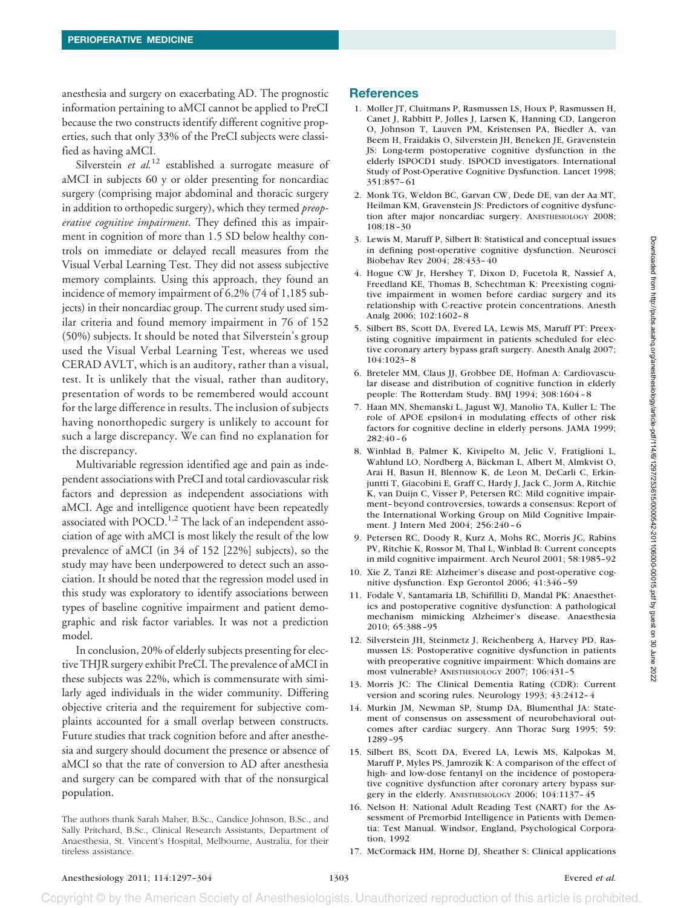anesthesia and surgery on exacerbating AD. The prognostic information pertaining to aMCI cannot be applied to PreCI because the two constructs identify different cognitive properties, such that only 33% of the PreCI subjects were classified as having aMCI.

Silverstein *et al.*[12] established a surrogate measure of aMCI in subjects 60 y or older presenting for noncardiac surgery (comprising major abdominal and thoracic surgery in addition to orthopedic surgery), which they termed *preoperative cognitive impairment*. They defined this as impairment in cognition of more than 1.5 SD below healthy controls on immediate or delayed recall measures from the Visual Verbal Learning Test. They did not assess subjective memory complaints. Using this approach, they found an incidence of memory impairment of 6.2% (74 of 1,185 subjects) in their noncardiac group. The current study used similar criteria and found memory impairment in 76 of 152 (50%) subjects. It should be noted that Silverstein's group used the Visual Verbal Learning Test, whereas we used CERAD AVLT, which is an auditory, rather than a visual, test. It is unlikely that the visual, rather than auditory, presentation of words to be remembered would account for the large difference in results. The inclusion of subjects having nonorthopedic surgery is unlikely to account for such a large discrepancy. We can find no explanation for the discrepancy.

Multivariable regression identified age and pain as independent associations with PreCI and total cardiovascular risk factors and depression as independent associations with aMCI. Age and intelligence quotient have been repeatedly associated with POCD.[1,2] The lack of an independent association of age with aMCI is most likely the result of the low prevalence of aMCI (in 34 of 152 [22%] subjects), so the study may have been underpowered to detect such an association. It should be noted that the regression model used in this study was exploratory to identify associations between types of baseline cognitive impairment and patient demographic and risk factor variables. It was not a prediction model.

In conclusion, 20% of elderly subjects presenting for elective THJR surgery exhibit PreCI. The prevalence of aMCI in these subjects was 22%, which is commensurate with similarly aged individuals in the wider community. Differing objective criteria and the requirement for subjective complaints accounted for a small overlap between constructs. Future studies that track cognition before and after anesthesia and surgery should document the presence or absence of aMCI so that the rate of conversion to AD after anesthesia and surgery can be compared with that of the nonsurgical population.

The authors thank Sarah Maher, B.Sc., Candice Johnson, B.Sc., and Sally Pritchard, B.Sc., Clinical Research Assistants, Department of Anaesthesia, St. Vincent's Hospital, Melbourne, Australia, for their tireless assistance.

## References

1. Moller JT, Cluitmans P, Rasmussen LS, Houx P, Rasmussen H, Canet J, Rabbitt P, Jolles J, Larsen K, Hanning CD, Langeron O, Johnson T, Lauven PM, Kristensen PA, Biedler A, van Beem H, Fraidakis O, Silverstein JH, Beneken JE, Gravenstein JS: Long-term postoperative cognitive dysfunction in the elderly ISPOCD1 study. ISPOCD investigators. International Study of Post-Operative Cognitive Dysfunction. Lancet 1998; 351:857–61
2. Monk TG, Weldon BC, Garvan CW, Dede DE, van der Aa MT, Heilman KM, Gravenstein JS: Predictors of cognitive dysfunction after major noncardiac surgery. ANESTHESIOLOGY 2008; 108:18–30
3. Lewis M, Maruff P, Silbert B: Statistical and conceptual issues in defining post-operative cognitive dysfunction. Neurosci Biobehav Rev 2004; 28:433–40
4. Hogue CW Jr, Hershey T, Dixon D, Fucetola R, Nassief A, Freedland KE, Thomas B, Schechtman K: Preexisting cognitive impairment in women before cardiac surgery and its relationship with C-reactive protein concentrations. Anesth Analg 2006; 102:1602–8
5. Silbert BS, Scott DA, Evered LA, Lewis MS, Maruff PT: Preexisting cognitive impairment in patients scheduled for elective coronary artery bypass graft surgery. Anesth Analg 2007; 104:1023–8
6. Breteler MM, Claus JJ, Grobbee DE, Hofman A: Cardiovascular disease and distribution of cognitive function in elderly people: The Rotterdam Study. BMJ 1994; 308:1604–8
7. Haan MN, Shemanski L, Jagust WJ, Manolio TA, Kuller L: The role of APOE epsilon4 in modulating effects of other risk factors for cognitive decline in elderly persons. JAMA 1999; 282:40–6
8. Winblad B, Palmer K, Kivipelto M, Jelic V, Fratiglioni L, Wahlund LO, Nordberg A, Bäckman L, Albert M, Almkvist O, Arai H, Basun H, Blennow K, de Leon M, DeCarli C, Erkinjuntti T, Giacobini E, Graff C, Hardy J, Jack C, Jorm A, Ritchie K, van Duijn C, Visser P, Petersen RC: Mild cognitive impairment–beyond controversies, towards a consensus: Report of the International Working Group on Mild Cognitive Impairment. J Intern Med 2004; 256:240–6
9. Petersen RC, Doody R, Kurz A, Mohs RC, Morris JC, Rabins PV, Ritchie K, Rossor M, Thal L, Winblad B: Current concepts in mild cognitive impairment. Arch Neurol 2001; 58:1985–92
10. Xie Z, Tanzi RE: Alzheimer's disease and post-operative cognitive dysfunction. Exp Gerontol 2006; 41:346–59
11. Fodale V, Santamaria LB, Schifilliti D, Mandal PK: Anaesthetics and postoperative cognitive dysfunction: A pathological mechanism mimicking Alzheimer's disease. Anaesthesia 2010; 65:388–95
12. Silverstein JH, Steinmetz J, Reichenberg A, Harvey PD, Rasmussen LS: Postoperative cognitive dysfunction in patients with preoperative cognitive impairment: Which domains are most vulnerable? ANESTHESIOLOGY 2007; 106:431–5
13. Morris JC: The Clinical Dementia Rating (CDR): Current version and scoring rules. Neurology 1993; 43:2412–4
14. Murkin JM, Newman SP, Stump DA, Blumenthal JA: Statement of consensus on assessment of neurobehavioral outcomes after cardiac surgery. Ann Thorac Surg 1995; 59:1289–95
15. Silbert BS, Scott DA, Evered LA, Lewis MS, Kalpokas M, Maruff P, Myles PS, Jamrozik K: A comparison of the effect of high- and low-dose fentanyl on the incidence of postoperative cognitive dysfunction after coronary artery bypass surgery in the elderly. ANESTHESIOLOGY 2006; 104:1137–45
16. Nelson H: National Adult Reading Test (NART) for the Assessment of Premorbid Intelligence in Patients with Dementia: Test Manual. Windsor, England, Psychological Corporation, 1992
17. McCormack HM, Horne DJ, Sheather S: Clinical applications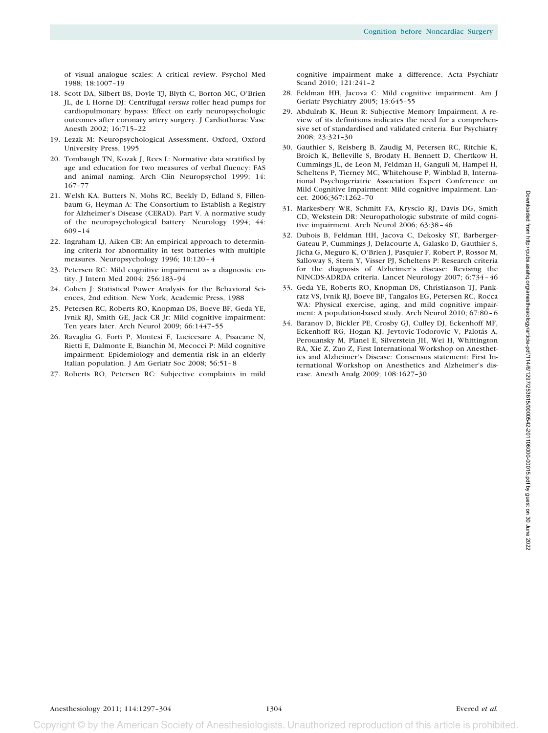of visual analogue scales: A critical review. Psychol Med 1988; 18:1007–19

18. Scott DA, Silbert BS, Doyle TJ, Blyth C, Borton MC, O'Brien JL, de L Horne DJ: Centrifugal *versus* roller head pumps for cardiopulmonary bypass: Effect on early neuropsychologic outcomes after coronary artery surgery. J Cardiothorac Vasc Anesth 2002; 16:715–22
19. Lezak M: Neuropsychological Assessment. Oxford, Oxford University Press, 1995
20. Tombaugh TN, Kozak J, Rees L: Normative data stratified by age and education for two measures of verbal fluency: FAS and animal naming. Arch Clin Neuropsychol 1999; 14: 167–77
21. Welsh KA, Butters N, Mohs RC, Beekly D, Edland S, Fillenbaum G, Heyman A: The Consortium to Establish a Registry for Alzheimer's Disease (CERAD). Part V. A normative study of the neuropsychological battery. Neurology 1994; 44: 609–14
22. Ingraham LJ, Aiken CB: An empirical approach to determining criteria for abnormality in test batteries with multiple measures. Neuropsychology 1996; 10:120–4
23. Petersen RC: Mild cognitive impairment as a diagnostic entity. J Intern Med 2004; 256:183–94
24. Cohen J: Statistical Power Analysis for the Behavioral Sciences, 2nd edition. New York, Academic Press, 1988
25. Petersen RC, Roberts RO, Knopman DS, Boeve BF, Geda YE, Ivnik RJ, Smith GE, Jack CR Jr: Mild cognitive impairment: Ten years later. Arch Neurol 2009; 66:1447–55
26. Ravaglia G, Forti P, Montesi F, Lucicesare A, Pisacane N, Rietti E, Dalmonte E, Bianchin M, Mecocci P: Mild cognitive impairment: Epidemiology and dementia risk in an elderly Italian population. J Am Geriatr Soc 2008; 56:51–8
27. Roberts RO, Petersen RC: Subjective complaints in mild cognitive impairment make a difference. Acta Psychiatr Scand 2010; 121:241–2
28. Feldman HH, Jacova C: Mild cognitive impairment. Am J Geriatr Psychiatry 2005; 13:645–55
29. Abdulrab K, Heun R: Subjective Memory Impairment. A review of its definitions indicates the need for a comprehensive set of standardised and validated criteria. Eur Psychiatry 2008; 23:321–30
30. Gauthier S, Reisberg B, Zaudig M, Petersen RC, Ritchie K, Broich K, Belleville S, Brodaty H, Bennett D, Chertkow H, Cummings JL, de Leon M, Feldman H, Ganguli M, Hampel H, Scheltens P, Tierney MC, Whitehouse P, Winblad B, International Psychogeriatric Association Expert Conference on Mild Cognitive Impairment: Mild cognitive impairment. Lancet. 2006;367:1262–70
31. Markesbery WR, Schmitt FA, Kryscio RJ, Davis DG, Smith CD, Wekstein DR: Neuropathologic substrate of mild cognitive impairment. Arch Neurol 2006; 63:38–46
32. Dubois B, Feldman HH, Jacova C, Dekosky ST, Barberger-Gateau P, Cummings J, Delacourte A, Galasko D, Gauthier S, Jicha G, Meguro K, O'Brien J, Pasquier F, Robert P, Rossor M, Salloway S, Stern Y, Visser PJ, Scheltens P: Research criteria for the diagnosis of Alzheimer's disease: Revising the NINCDS-ADRDA criteria. Lancet Neurology 2007; 6:734–46
33. Geda YE, Roberts RO, Knopman DS, Christianson TJ, Pankratz VS, Ivnik RJ, Boeve BF, Tangalos EG, Petersen RC, Rocca WA: Physical exercise, aging, and mild cognitive impairment: A population-based study. Arch Neurol 2010; 67:80–6
34. Baranov D, Bickler PE, Crosby GJ, Culley DJ, Eckenhoff MF, Eckenhoff RG, Hogan KJ, Jevtovic-Todorovic V, Palotás A, Perouansky M, Planel E, Silverstein JH, Wei H, Whittington RA, Xie Z, Zuo Z, First International Workshop on Anesthetics and Alzheimer's Disease: Consensus statement: First International Workshop on Anesthetics and Alzheimer's disease. Anesth Analg 2009; 108:1627–30